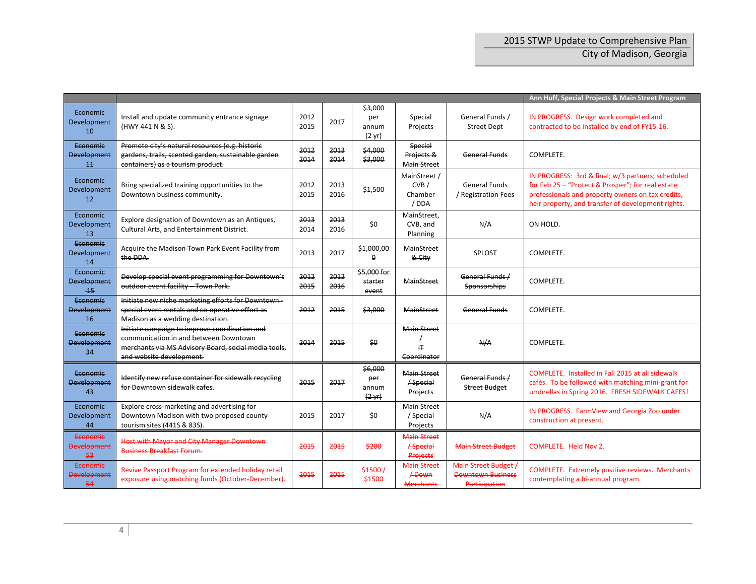2015 STWP Update to Comprehensive Plan
City of Madison, Georgia

| | | | | | | | Ann Huff, Special Projects & Main Street Program |
|---|---|---|---|---|---|---|---|
| Economic Development 10 | Install and update community entrance signage (HWY 441 N & S). | 2012 2015 | 2017 | $3,000 per annum (2 yr) | Special Projects | General Funds / Street Dept | IN PROGRESS. Design work completed and contracted to be installed by end of FY15-16. |
| ~~Economic Development 11~~ | ~~Promote city's natural resources (e.g. historic gardens, trails, scented garden, sustainable garden containers) as a tourism product.~~ | ~~2012~~ ~~2014~~ | ~~2013~~ ~~2014~~ | ~~$4,000~~ ~~$3,000~~ | ~~Special Projects & Main Street~~ | ~~General Funds~~ | COMPLETE. |
| Economic Development 12 | Bring specialized training opportunities to the Downtown business community. | ~~2012~~ 2015 | ~~2013~~ 2016 | $1,500 | MainStreet / CVB / Chamber / DDA | General Funds / Registration Fees | IN PROGRESS: 3rd & final; w/3 partners; scheduled for Feb 25 – "Protect & Prosper"; for real estate professionals and property owners on tax credits, heir property, and transfer of development rights. |
| Economic Development 13 | Explore designation of Downtown as an Antiques, Cultural Arts, and Entertainment District. | ~~2013~~ 2014 | ~~2013~~ 2016 | $0 | MainStreet, CVB, and Planning | N/A | ON HOLD. |
| ~~Economic Development 14~~ | ~~Acquire the Madison Town Park Event Facility from the DDA.~~ | ~~2013~~ | ~~2017~~ | ~~$1,000,000~~ | ~~MainStreet & City~~ | ~~SPLOST~~ | COMPLETE. |
| ~~Economic Development 15~~ | ~~Develop special event programming for Downtown's outdoor event facility – Town Park.~~ | ~~2012~~ ~~2015~~ | ~~2012~~ ~~2016~~ | ~~$5,000 for starter event~~ | ~~MainStreet~~ | ~~General Funds / Sponsorships~~ | COMPLETE. |
| ~~Economic Development 16~~ | ~~Initiate new niche marketing efforts for Downtown - special event rentals and co-operative effort as Madison as a wedding destination.~~ | ~~2012~~ | ~~2015~~ | ~~$3,000~~ | ~~MainStreet~~ | ~~General Funds~~ | COMPLETE. |
| ~~Economic Development 34~~ | ~~Initiate campaign to improve coordination and communication in and between Downtown merchants via MS Advisory Board, social media tools, and website development.~~ | ~~2014~~ | ~~2015~~ | ~~$0~~ | ~~Main Street / IT Coordinator~~ | ~~N/A~~ | COMPLETE. |
| ~~Economic Development 43~~ | ~~Identify new refuse container for sidewalk recycling for Downtown sidewalk cafes.~~ | ~~2015~~ | ~~2017~~ | ~~$6,000 per annum (2 yr)~~ | ~~Main Street / Special Projects~~ | ~~General Funds / Street Budget~~ | COMPLETE. Installed in Fall 2015 at all sidewalk cafés. To be followed with matching mini-grant for umbrellas in Spring 2016. FRESH SIDEWALK CAFES! |
| Economic Development 44 | Explore cross-marketing and advertising for Downtown Madison with two proposed county tourism sites (441S & 83S). | 2015 | 2017 | $0 | Main Street / Special Projects | N/A | IN PROGRESS. FarmView and Georgia Zoo under construction at present. |
| ~~Economic Development 53~~ | ~~Host with Mayor and City Manager Downtown Business Breakfast Forum.~~ | ~~2015~~ | ~~2015~~ | ~~$200~~ | ~~Main Street / Special Projects~~ | ~~Main Street Budget~~ | COMPLETE. Held Nov 2. |
| ~~Economic Development 54~~ | ~~Revive Passport Program for extended holiday retail exposure using matching funds (October-December).~~ | ~~2015~~ | ~~2015~~ | ~~$1500 / $1500~~ | ~~Main Street / Down Merchants~~ | ~~Main Street Budget / Downtown Business Participation~~ | COMPLETE. Extremely positive reviews. Merchants contemplating a bi-annual program. |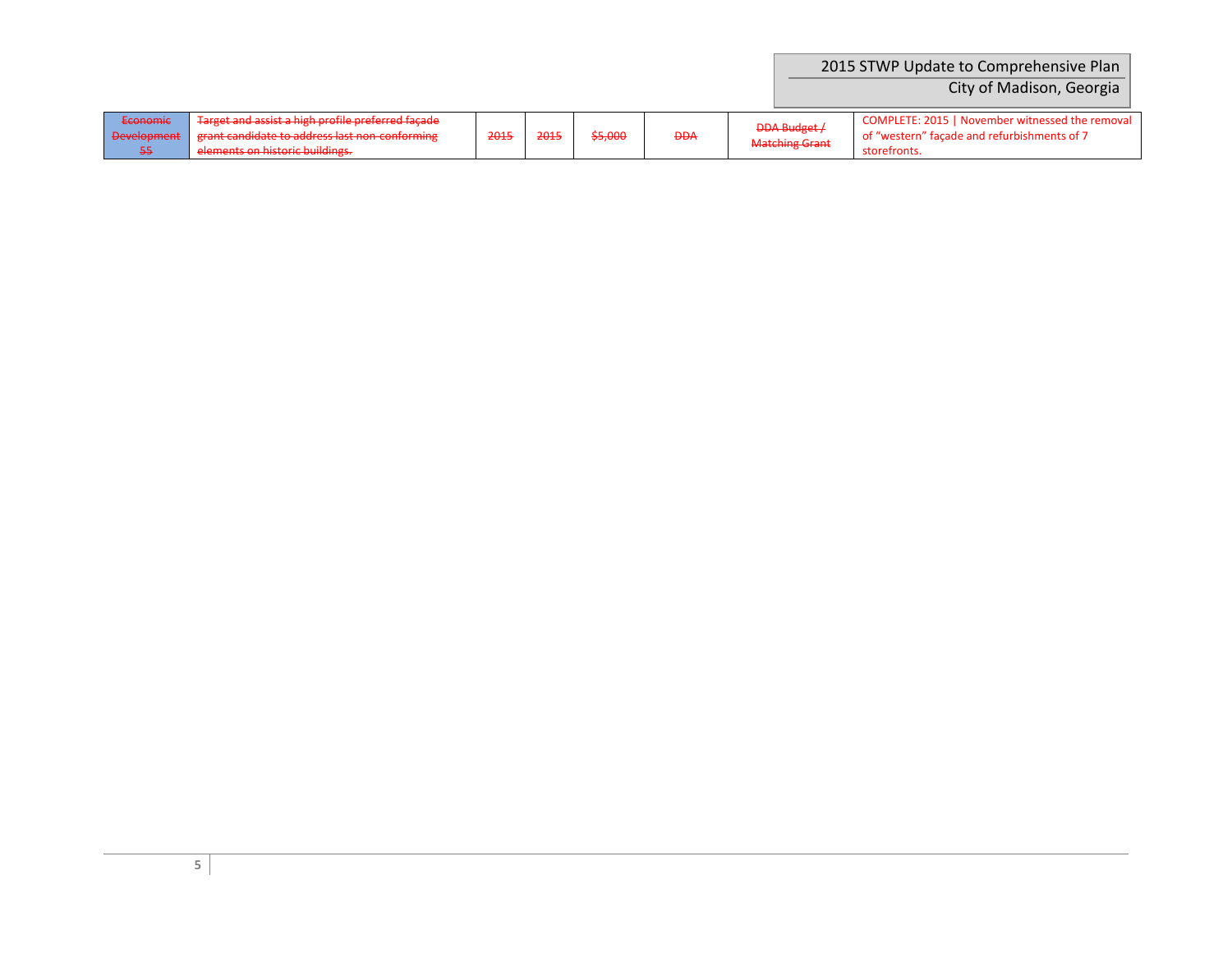| ~~Economic Development 55~~ | ~~Target and assist a high profile preferred façade grant candidate to address last non-conforming elements on historic buildings.~~ | ~~2015~~ | ~~2015~~ | ~~$5,000~~ | ~~DDA~~ | ~~DDA Budget / Matching Grant~~ | COMPLETE: 2015 \| November witnessed the removal of "western" façade and refurbishments of 7 storefronts. |
|---|---|---|---|---|---|---|---|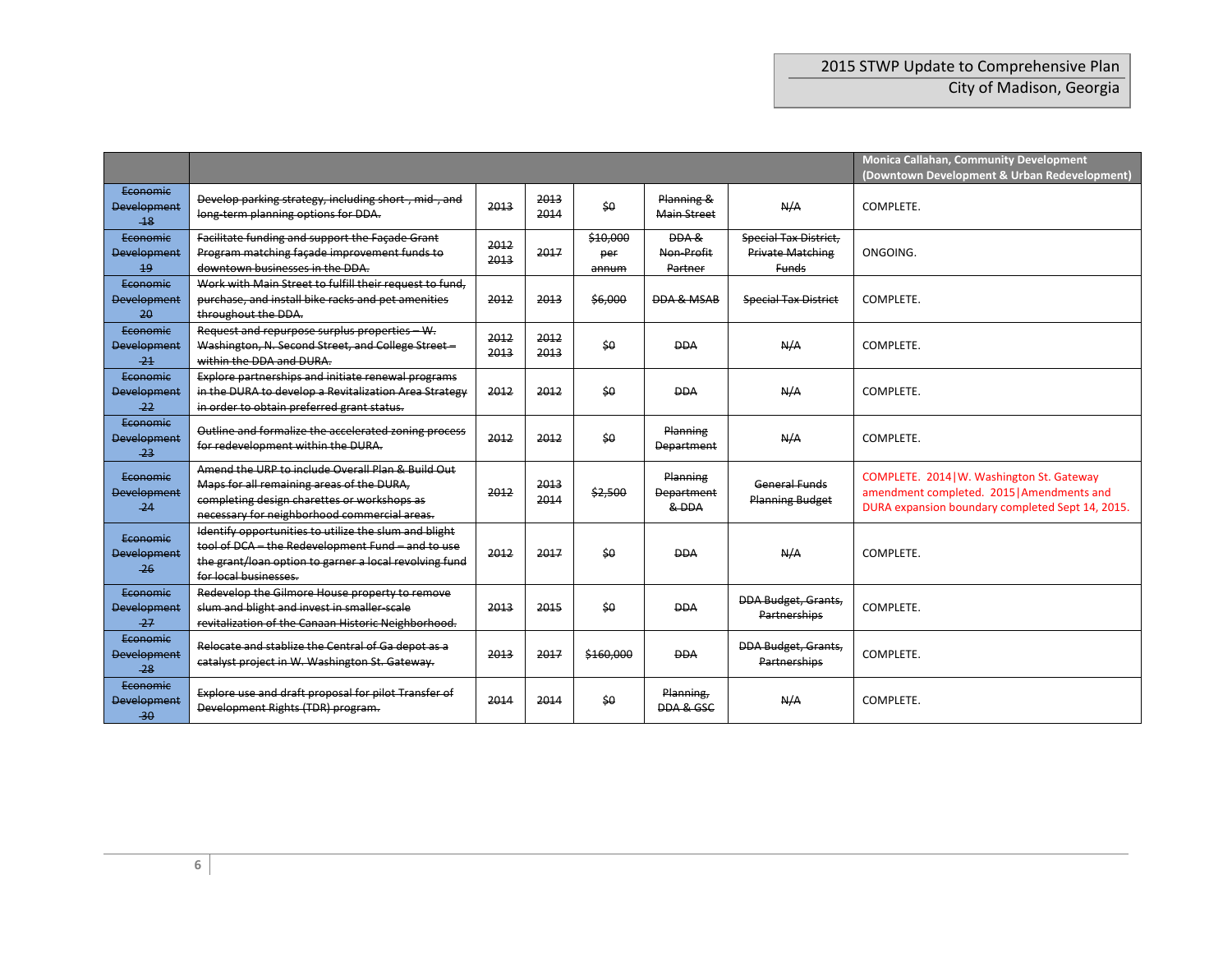| | | | | | | | Monica Callahan, Community Development (Downtown Development & Urban Redevelopment) |
|---|---|---|---|---|---|---|---|
| ~~Economic Development 18~~ | ~~Develop parking strategy, including short , mid , and long-term planning options for DDA.~~ | ~~2013~~ | ~~2013 2014~~ | ~~$0~~ | ~~Planning & Main Street~~ | ~~N/A~~ | COMPLETE. |
| ~~Economic Development 19~~ | ~~Facilitate funding and support the Façade Grant Program matching façade improvement funds to downtown businesses in the DDA.~~ | ~~2012 2013~~ | ~~2017~~ | ~~$10,000 per annum~~ | ~~DDA & Non-Profit Partner~~ | ~~Special Tax District, Private Matching Funds~~ | ONGOING. |
| ~~Economic Development 20~~ | ~~Work with Main Street to fulfill their request to fund, purchase, and install bike racks and pet amenities throughout the DDA.~~ | ~~2012~~ | ~~2013~~ | ~~$6,000~~ | ~~DDA & MSAB~~ | ~~Special Tax District~~ | COMPLETE. |
| ~~Economic Development 21~~ | ~~Request and repurpose surplus properties – W. Washington, N. Second Street, and College Street – within the DDA and DURA.~~ | ~~2012 2013~~ | ~~2012 2013~~ | ~~$0~~ | ~~DDA~~ | ~~N/A~~ | COMPLETE. |
| ~~Economic Development 22~~ | ~~Explore partnerships and initiate renewal programs in the DURA to develop a Revitalization Area Strategy in order to obtain preferred grant status.~~ | ~~2012~~ | ~~2012~~ | ~~$0~~ | ~~DDA~~ | ~~N/A~~ | COMPLETE. |
| ~~Economic Development 23~~ | ~~Outline and formalize the accelerated zoning process for redevelopment within the DURA.~~ | ~~2012~~ | ~~2012~~ | ~~$0~~ | ~~Planning Department~~ | ~~N/A~~ | COMPLETE. |
| ~~Economic Development 24~~ | ~~Amend the URP to include Overall Plan & Build Out Maps for all remaining areas of the DURA, completing design charettes or workshops as necessary for neighborhood commercial areas.~~ | ~~2012~~ | ~~2013 2014~~ | ~~$2,500~~ | ~~Planning Department & DDA~~ | ~~General Funds Planning Budget~~ | COMPLETE. 2014\|W. Washington St. Gateway amendment completed. 2015\|Amendments and DURA expansion boundary completed Sept 14, 2015. |
| ~~Economic Development 26~~ | ~~Identify opportunities to utilize the slum and blight tool of DCA – the Redevelopment Fund – and to use the grant/loan option to garner a local revolving fund for local businesses.~~ | ~~2012~~ | ~~2017~~ | ~~$0~~ | ~~DDA~~ | ~~N/A~~ | COMPLETE. |
| ~~Economic Development 27~~ | ~~Redevelop the Gilmore House property to remove slum and blight and invest in smaller-scale revitalization of the Canaan Historic Neighborhood.~~ | ~~2013~~ | ~~2015~~ | ~~$0~~ | ~~DDA~~ | ~~DDA Budget, Grants, Partnerships~~ | COMPLETE. |
| ~~Economic Development 28~~ | ~~Relocate and stablize the Central of Ga depot as a catalyst project in W. Washington St. Gateway.~~ | ~~2013~~ | ~~2017~~ | ~~$160,000~~ | ~~DDA~~ | ~~DDA Budget, Grants, Partnerships~~ | COMPLETE. |
| ~~Economic Development 30~~ | ~~Explore use and draft proposal for pilot Transfer of Development Rights (TDR) program.~~ | ~~2014~~ | ~~2014~~ | ~~$0~~ | ~~Planning, DDA & GSC~~ | ~~N/A~~ | COMPLETE. |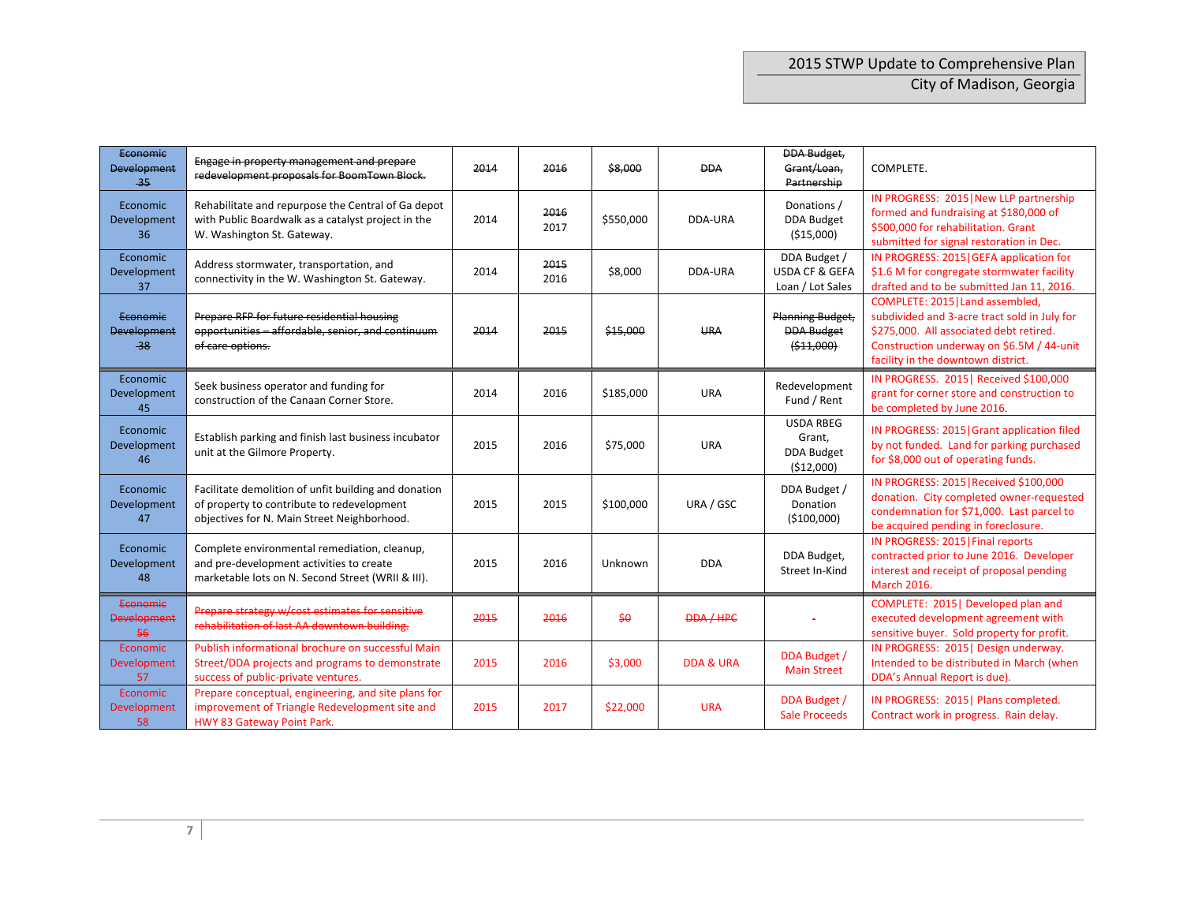| ~~Economic Development 35~~ | ~~Engage in property management and prepare redevelopment proposals for BoomTown Block.~~ | ~~2014~~ | ~~2016~~ | ~~$8,000~~ | ~~DDA~~ | ~~DDA Budget, Grant/Loan, Partnership~~ | COMPLETE. |
|---|---|---|---|---|---|---|---|
| Economic Development 36 | Rehabilitate and repurpose the Central of Ga depot with Public Boardwalk as a catalyst project in the W. Washington St. Gateway. | 2014 | ~~2016~~ 2017 | $550,000 | DDA-URA | Donations / DDA Budget ($15,000) | IN PROGRESS: 2015\|New LLP partnership formed and fundraising at $180,000 of $500,000 for rehabilitation. Grant submitted for signal restoration in Dec. |
| Economic Development 37 | Address stormwater, transportation, and connectivity in the W. Washington St. Gateway. | 2014 | ~~2015~~ 2016 | $8,000 | DDA-URA | DDA Budget / USDA CF & GEFA Loan / Lot Sales | IN PROGRESS: 2015\|GEFA application for $1.6 M for congregate stormwater facility drafted and to be submitted Jan 11, 2016. |
| ~~Economic Development 38~~ | ~~Prepare RFP for future residential housing opportunities – affordable, senior, and continuum of care options.~~ | ~~2014~~ | ~~2015~~ | ~~$15,000~~ | ~~URA~~ | ~~Planning Budget, DDA Budget ($11,000)~~ | COMPLETE: 2015\|Land assembled, subdivided and 3-acre tract sold in July for $275,000. All associated debt retired. Construction underway on $6.5M / 44-unit facility in the downtown district. |
| Economic Development 45 | Seek business operator and funding for construction of the Canaan Corner Store. | 2014 | 2016 | $185,000 | URA | Redevelopment Fund / Rent | IN PROGRESS. 2015\| Received $100,000 grant for corner store and construction to be completed by June 2016. |
| Economic Development 46 | Establish parking and finish last business incubator unit at the Gilmore Property. | 2015 | 2016 | $75,000 | URA | USDA RBEG Grant, DDA Budget ($12,000) | IN PROGRESS: 2015\|Grant application filed by not funded. Land for parking purchased for $8,000 out of operating funds. |
| Economic Development 47 | Facilitate demolition of unfit building and donation of property to contribute to redevelopment objectives for N. Main Street Neighborhood. | 2015 | 2015 | $100,000 | URA / GSC | DDA Budget / Donation ($100,000) | IN PROGRESS: 2015\|Received $100,000 donation. City completed owner-requested condemnation for $71,000. Last parcel to be acquired pending in foreclosure. |
| Economic Development 48 | Complete environmental remediation, cleanup, and pre-development activities to create marketable lots on N. Second Street (WRII & III). | 2015 | 2016 | Unknown | DDA | DDA Budget, Street In-Kind | IN PROGRESS: 2015\|Final reports contracted prior to June 2016. Developer interest and receipt of proposal pending March 2016. |
| ~~Economic Development 56~~ | ~~Prepare strategy w/cost estimates for sensitive rehabilitation of last AA downtown building.~~ | ~~2015~~ | ~~2016~~ | ~~$0~~ | ~~DDA / HPC~~ | - | COMPLETE: 2015\| Developed plan and executed development agreement with sensitive buyer. Sold property for profit. |
| Economic Development 57 | Publish informational brochure on successful Main Street/DDA projects and programs to demonstrate success of public-private ventures. | 2015 | 2016 | $3,000 | DDA & URA | DDA Budget / Main Street | IN PROGRESS: 2015\| Design underway. Intended to be distributed in March (when DDA's Annual Report is due). |
| Economic Development 58 | Prepare conceptual, engineering, and site plans for improvement of Triangle Redevelopment site and HWY 83 Gateway Point Park. | 2015 | 2017 | $22,000 | URA | DDA Budget / Sale Proceeds | IN PROGRESS: 2015\| Plans completed. Contract work in progress. Rain delay. |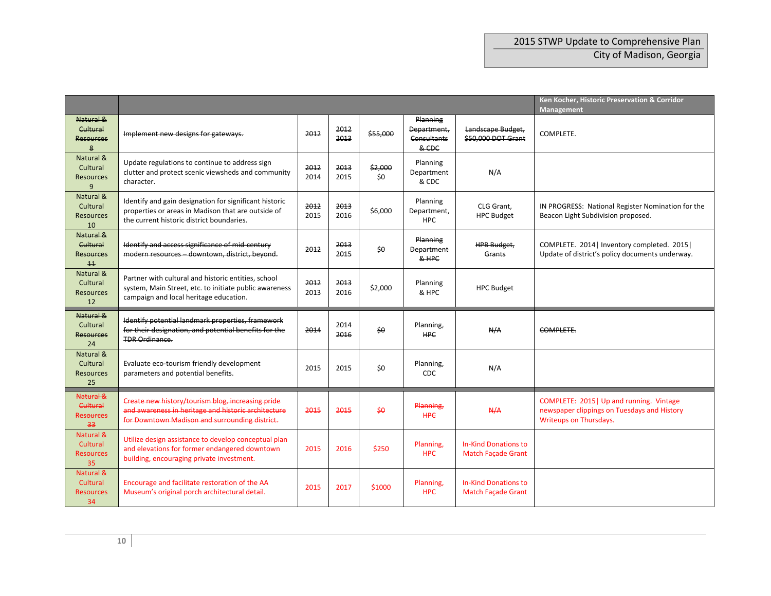| | | | | | | | Ken Kocher, Historic Preservation & Corridor Management |
|---|---|---|---|---|---|---|---|
| ~~Natural & Cultural Resources 8~~ | ~~Implement new designs for gateways.~~ | ~~2012~~ | ~~2012 2013~~ | ~~$55,000~~ | ~~Planning Department, Consultants & CDC~~ | ~~Landscape Budget, $50,000 DOT Grant~~ | COMPLETE. |
| Natural & Cultural Resources 9 | Update regulations to continue to address sign clutter and protect scenic viewsheds and community character. | ~~2012~~ 2014 | ~~2013~~ 2015 | ~~$2,000~~ $0 | Planning Department & CDC | N/A | |
| Natural & Cultural Resources 10 | Identify and gain designation for significant historic properties or areas in Madison that are outside of the current historic district boundaries. | ~~2012~~ 2015 | ~~2013~~ 2016 | $6,000 | Planning Department, HPC | CLG Grant, HPC Budget | IN PROGRESS: National Register Nomination for the Beacon Light Subdivision proposed. |
| ~~Natural & Cultural Resources 11~~ | ~~Identify and access significance of mid-century modern resources – downtown, district, beyond.~~ | ~~2012~~ | ~~2013 2015~~ | ~~$0~~ | ~~Planning Department & HPC~~ | ~~HPB Budget, Grants~~ | COMPLETE. 2014\| Inventory completed. 2015\| Update of district's policy documents underway. |
| Natural & Cultural Resources 12 | Partner with cultural and historic entities, school system, Main Street, etc. to initiate public awareness campaign and local heritage education. | ~~2012~~ 2013 | ~~2013~~ 2016 | $2,000 | Planning & HPC | HPC Budget | |
| ~~Natural & Cultural Resources 24~~ | ~~Identify potential landmark properties, framework for their designation, and potential benefits for the TDR Ordinance.~~ | ~~2014~~ | ~~2014 2016~~ | ~~$0~~ | ~~Planning, HPC~~ | ~~N/A~~ | ~~COMPLETE.~~ |
| Natural & Cultural Resources 25 | Evaluate eco-tourism friendly development parameters and potential benefits. | 2015 | 2015 | $0 | Planning, CDC | N/A | |
| ~~Natural & Cultural Resources 33~~ | ~~Create new history/tourism blog, increasing pride and awareness in heritage and historic architecture for Downtown Madison and surrounding district.~~ | ~~2015~~ | ~~2015~~ | ~~$0~~ | ~~Planning, HPC~~ | ~~N/A~~ | COMPLETE: 2015\| Up and running. Vintage newspaper clippings on Tuesdays and History Writeups on Thursdays. |
| Natural & Cultural Resources 35 | Utilize design assistance to develop conceptual plan and elevations for former endangered downtown building, encouraging private investment. | 2015 | 2016 | $250 | Planning, HPC | In-Kind Donations to Match Façade Grant | |
| Natural & Cultural Resources 34 | Encourage and facilitate restoration of the AA Museum's original porch architectural detail. | 2015 | 2017 | $1000 | Planning, HPC | In-Kind Donations to Match Façade Grant | |